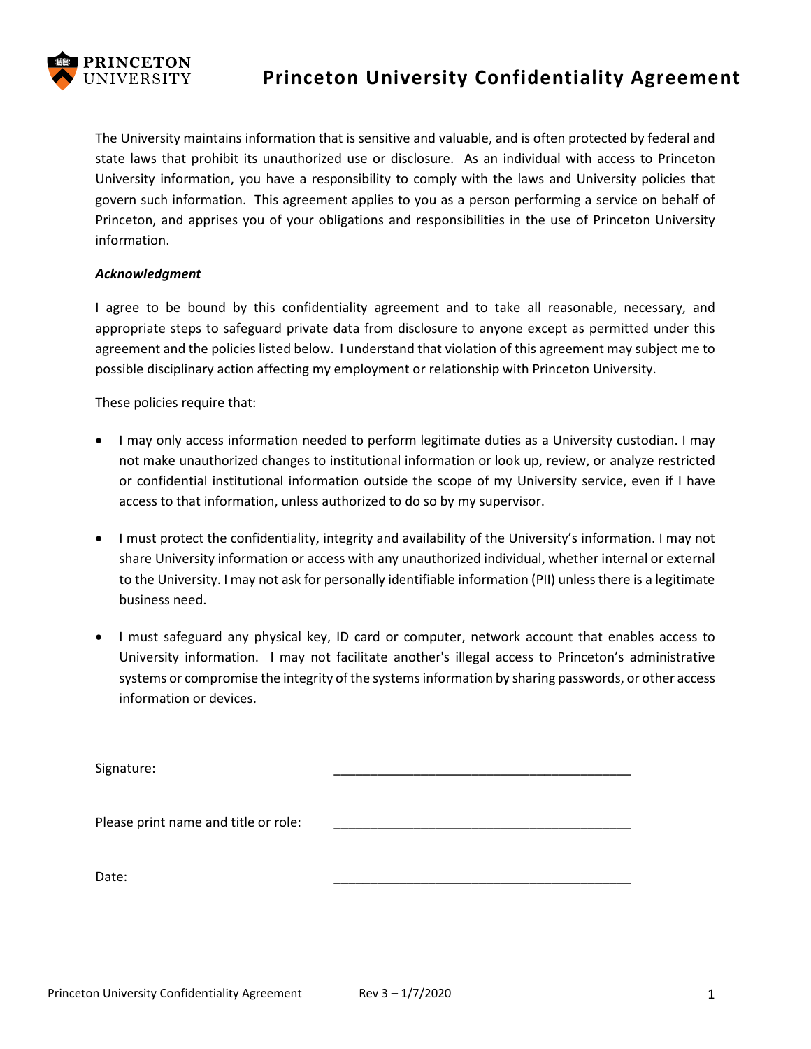PRINCETON UNIVERSITY

# Princeton University Confidentiality Agreement

The University maintains information that is sensitive and valuable, and is often protected by federal and state laws that prohibit its unauthorized use or disclosure. As an individual with access to Princeton University information, you have a responsibility to comply with the laws and University policies that govern such information. This agreement applies to you as a person performing a service on behalf of Princeton, and apprises you of your obligations and responsibilities in the use of Princeton University information.

***Acknowledgment***

I agree to be bound by this confidentiality agreement and to take all reasonable, necessary, and appropriate steps to safeguard private data from disclosure to anyone except as permitted under this agreement and the policies listed below. I understand that violation of this agreement may subject me to possible disciplinary action affecting my employment or relationship with Princeton University.

These policies require that:

- I may only access information needed to perform legitimate duties as a University custodian. I may not make unauthorized changes to institutional information or look up, review, or analyze restricted or confidential institutional information outside the scope of my University service, even if I have access to that information, unless authorized to do so by my supervisor.

- I must protect the confidentiality, integrity and availability of the University's information. I may not share University information or access with any unauthorized individual, whether internal or external to the University. I may not ask for personally identifiable information (PII) unless there is a legitimate business need.

- I must safeguard any physical key, ID card or computer, network account that enables access to University information. I may not facilitate another's illegal access to Princeton's administrative systems or compromise the integrity of the systems information by sharing passwords, or other access information or devices.

Signature: ________________________________________

Please print name and title or role: ________________________________________

Date: ________________________________________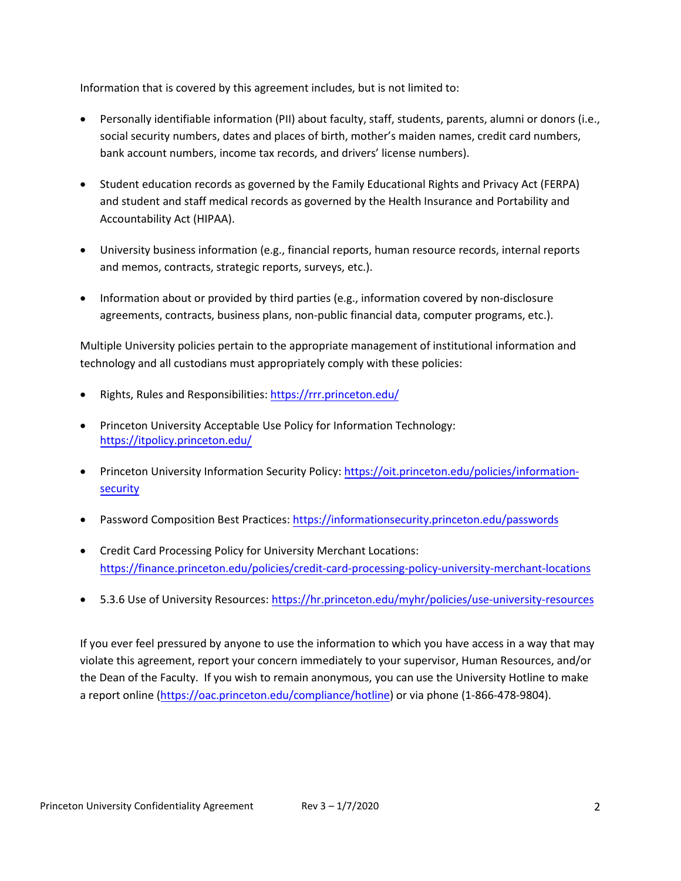Information that is covered by this agreement includes, but is not limited to:

- Personally identifiable information (PII) about faculty, staff, students, parents, alumni or donors (i.e., social security numbers, dates and places of birth, mother's maiden names, credit card numbers, bank account numbers, income tax records, and drivers' license numbers).
- Student education records as governed by the Family Educational Rights and Privacy Act (FERPA) and student and staff medical records as governed by the Health Insurance and Portability and Accountability Act (HIPAA).
- University business information (e.g., financial reports, human resource records, internal reports and memos, contracts, strategic reports, surveys, etc.).
- Information about or provided by third parties (e.g., information covered by non-disclosure agreements, contracts, business plans, non-public financial data, computer programs, etc.).

Multiple University policies pertain to the appropriate management of institutional information and technology and all custodians must appropriately comply with these policies:

- Rights, Rules and Responsibilities: https://rrr.princeton.edu/
- Princeton University Acceptable Use Policy for Information Technology: https://itpolicy.princeton.edu/
- Princeton University Information Security Policy: https://oit.princeton.edu/policies/information-security
- Password Composition Best Practices: https://informationsecurity.princeton.edu/passwords
- Credit Card Processing Policy for University Merchant Locations: https://finance.princeton.edu/policies/credit-card-processing-policy-university-merchant-locations
- 5.3.6 Use of University Resources: https://hr.princeton.edu/myhr/policies/use-university-resources

If you ever feel pressured by anyone to use the information to which you have access in a way that may violate this agreement, report your concern immediately to your supervisor, Human Resources, and/or the Dean of the Faculty. If you wish to remain anonymous, you can use the University Hotline to make a report online (https://oac.princeton.edu/compliance/hotline) or via phone (1-866-478-9804).